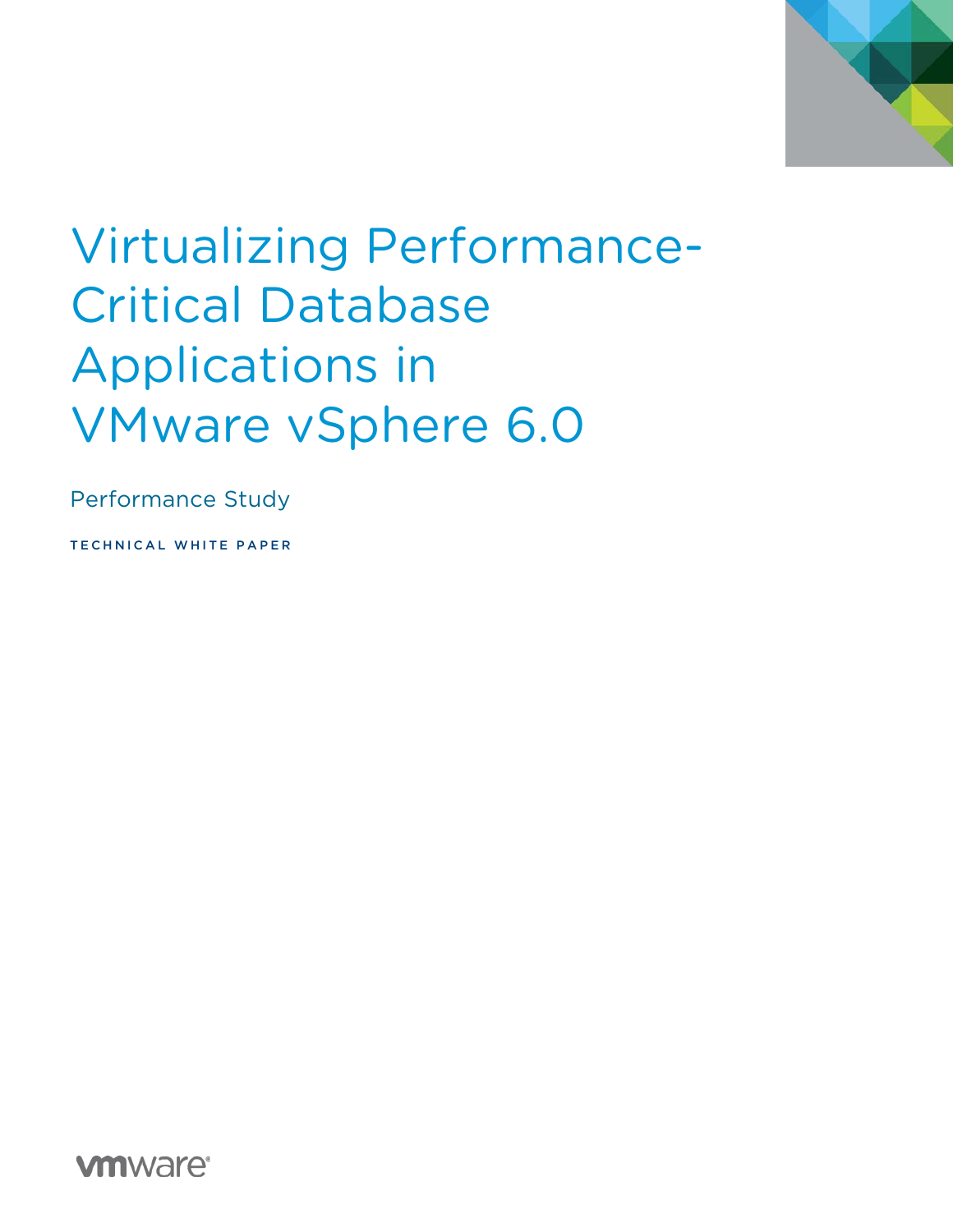# Virtualizing Performance-Critical Database Applications in VMware vSphere 6.0

Performance Study

TECHNICAL WHITE PAPER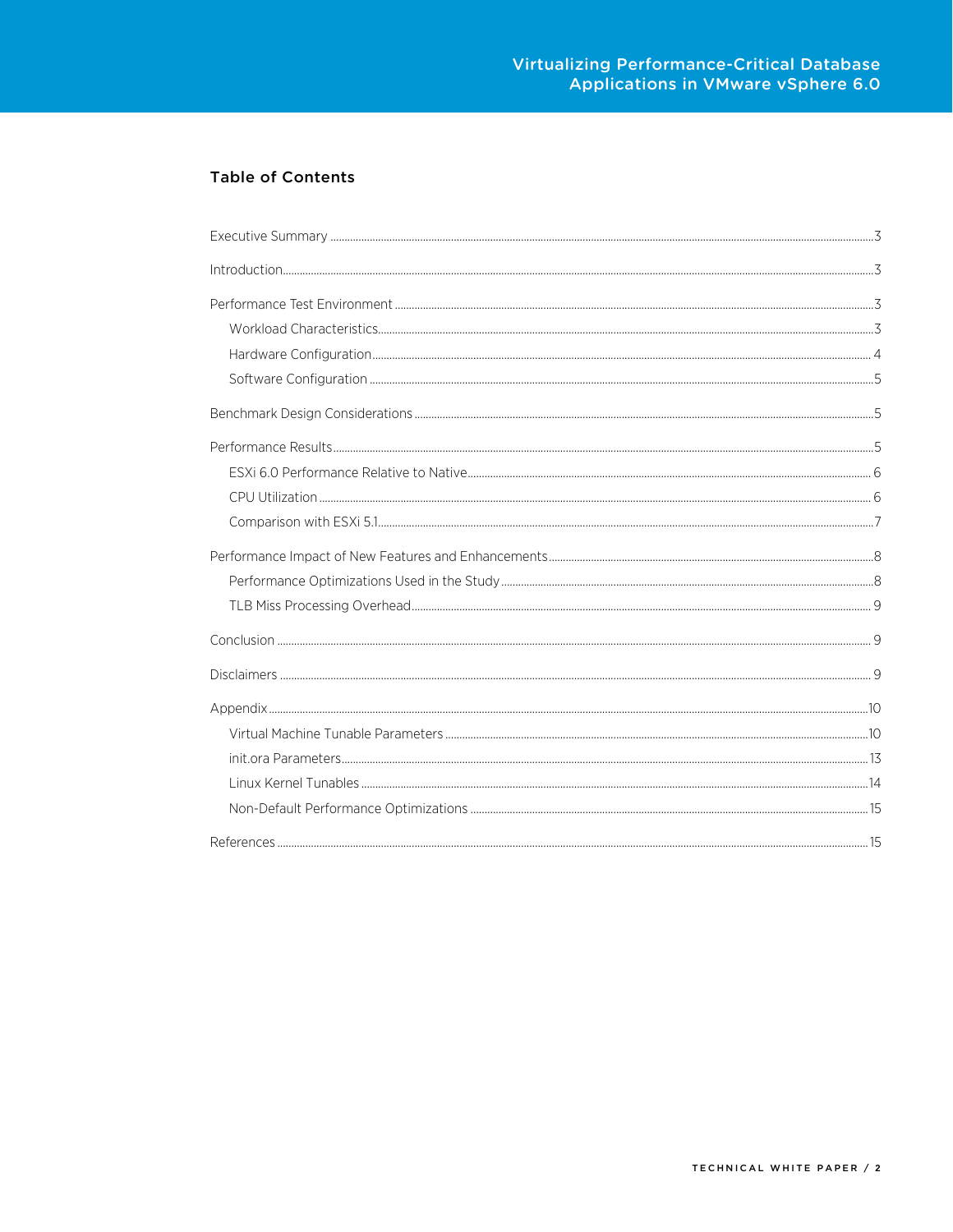## Table of Contents

Executive Summary ... 3

Introduction ... 3

Performance Test Environment ... 3

- Workload Characteristics ... 3
- Hardware Configuration ... 4
- Software Configuration ... 5

Benchmark Design Considerations ... 5

Performance Results ... 5

- ESXi 6.0 Performance Relative to Native ... 6
- CPU Utilization ... 6
- Comparison with ESXi 5.1 ... 7

Performance Impact of New Features and Enhancements ... 8

- Performance Optimizations Used in the Study ... 8
- TLB Miss Processing Overhead ... 9

Conclusion ... 9

Disclaimers ... 9

Appendix ... 10

- Virtual Machine Tunable Parameters ... 10
- init.ora Parameters ... 13
- Linux Kernel Tunables ... 14
- Non-Default Performance Optimizations ... 15

References ... 15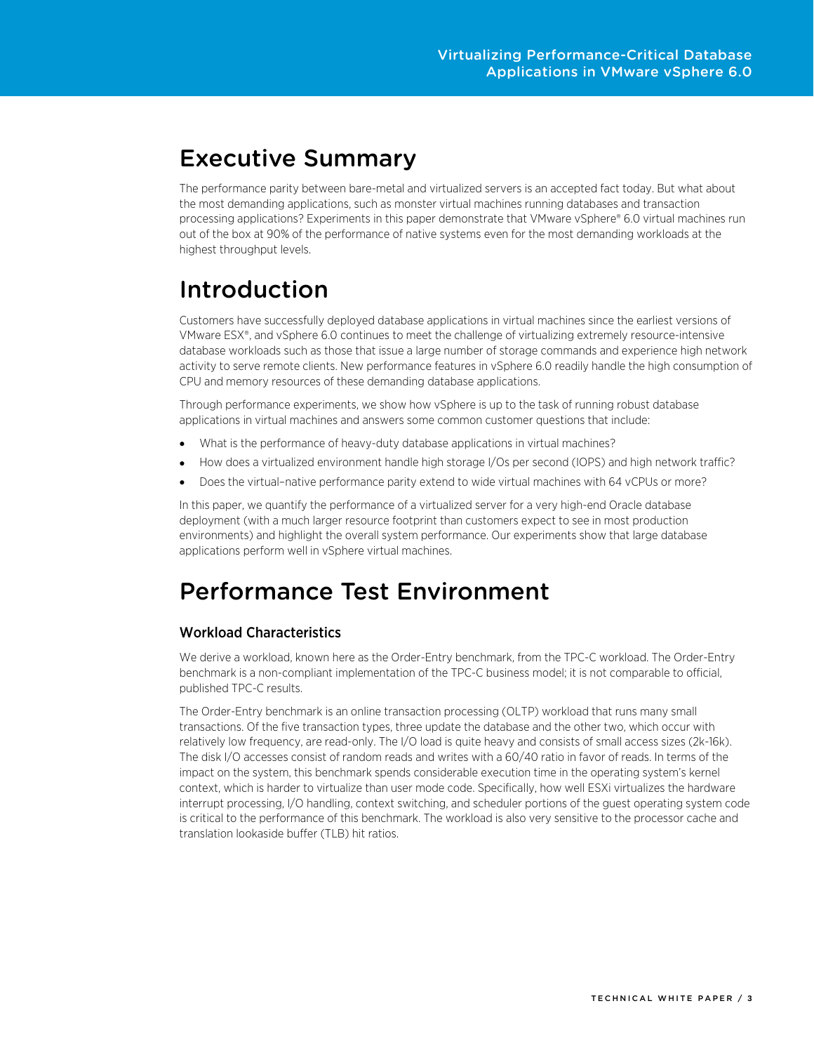# Executive Summary

The performance parity between bare-metal and virtualized servers is an accepted fact today. But what about the most demanding applications, such as monster virtual machines running databases and transaction processing applications? Experiments in this paper demonstrate that VMware vSphere® 6.0 virtual machines run out of the box at 90% of the performance of native systems even for the most demanding workloads at the highest throughput levels.

# Introduction

Customers have successfully deployed database applications in virtual machines since the earliest versions of VMware ESX®, and vSphere 6.0 continues to meet the challenge of virtualizing extremely resource-intensive database workloads such as those that issue a large number of storage commands and experience high network activity to serve remote clients. New performance features in vSphere 6.0 readily handle the high consumption of CPU and memory resources of these demanding database applications.

Through performance experiments, we show how vSphere is up to the task of running robust database applications in virtual machines and answers some common customer questions that include:

- What is the performance of heavy-duty database applications in virtual machines?
- How does a virtualized environment handle high storage I/Os per second (IOPS) and high network traffic?
- Does the virtual–native performance parity extend to wide virtual machines with 64 vCPUs or more?

In this paper, we quantify the performance of a virtualized server for a very high-end Oracle database deployment (with a much larger resource footprint than customers expect to see in most production environments) and highlight the overall system performance. Our experiments show that large database applications perform well in vSphere virtual machines.

# Performance Test Environment

## Workload Characteristics

We derive a workload, known here as the Order-Entry benchmark, from the TPC-C workload. The Order-Entry benchmark is a non-compliant implementation of the TPC-C business model; it is not comparable to official, published TPC-C results.

The Order-Entry benchmark is an online transaction processing (OLTP) workload that runs many small transactions. Of the five transaction types, three update the database and the other two, which occur with relatively low frequency, are read-only. The I/O load is quite heavy and consists of small access sizes (2k-16k). The disk I/O accesses consist of random reads and writes with a 60/40 ratio in favor of reads. In terms of the impact on the system, this benchmark spends considerable execution time in the operating system's kernel context, which is harder to virtualize than user mode code. Specifically, how well ESXi virtualizes the hardware interrupt processing, I/O handling, context switching, and scheduler portions of the guest operating system code is critical to the performance of this benchmark. The workload is also very sensitive to the processor cache and translation lookaside buffer (TLB) hit ratios.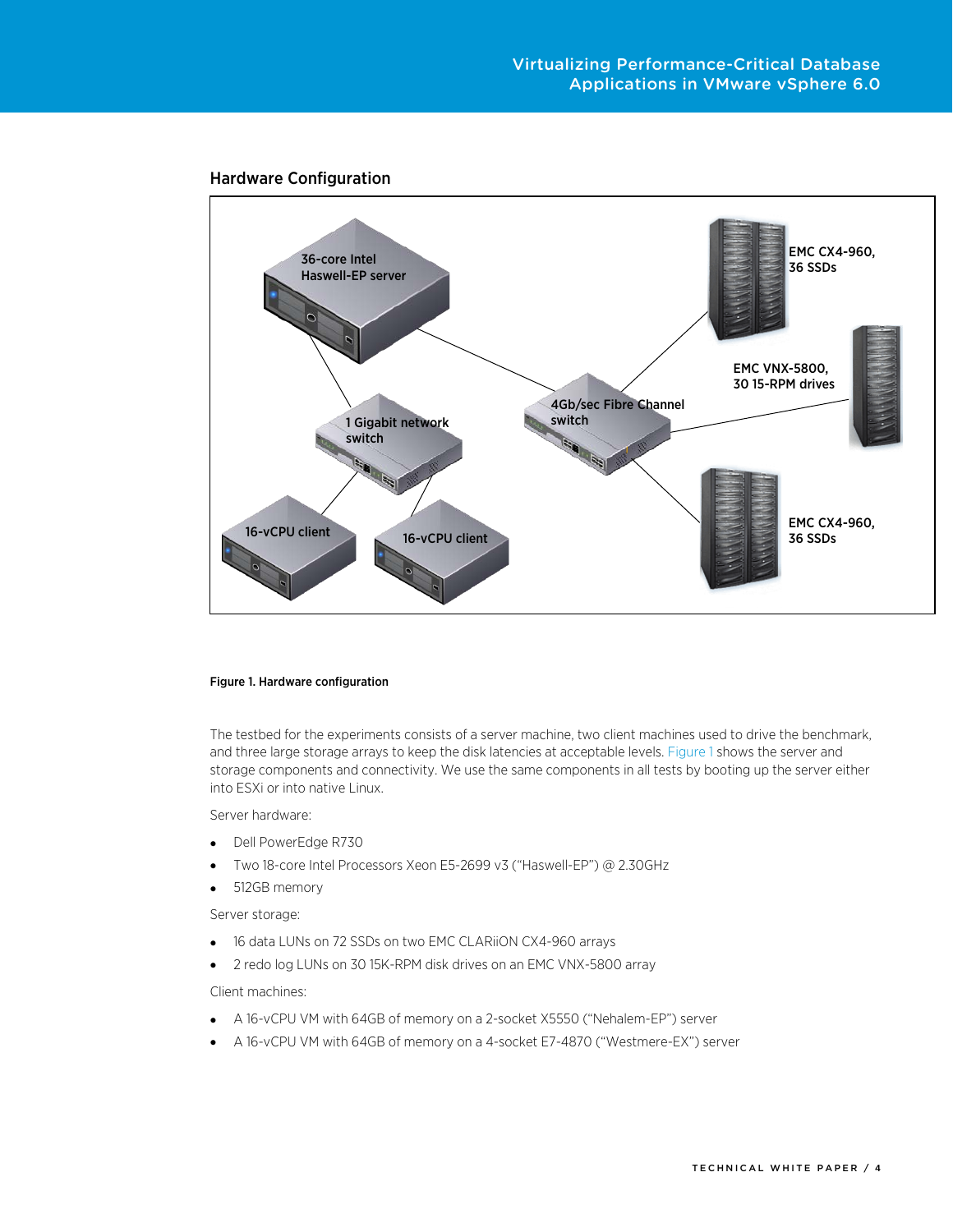## Hardware Configuration

36-core Intel Haswell-EP server

1 Gigabit network switch

4Gb/sec Fibre Channel switch

16-vCPU client

16-vCPU client

EMC CX4-960, 36 SSDs

EMC VNX-5800, 30 15-RPM drives

EMC CX4-960, 36 SSDs

**Figure 1. Hardware configuration**

The testbed for the experiments consists of a server machine, two client machines used to drive the benchmark, and three large storage arrays to keep the disk latencies at acceptable levels. Figure 1 shows the server and storage components and connectivity. We use the same components in all tests by booting up the server either into ESXi or into native Linux.

Server hardware:

- Dell PowerEdge R730
- Two 18-core Intel Processors Xeon E5-2699 v3 ("Haswell-EP") @ 2.30GHz
- 512GB memory

Server storage:

- 16 data LUNs on 72 SSDs on two EMC CLARiiON CX4-960 arrays
- 2 redo log LUNs on 30 15K-RPM disk drives on an EMC VNX-5800 array

Client machines:

- A 16-vCPU VM with 64GB of memory on a 2-socket X5550 ("Nehalem-EP") server
- A 16-vCPU VM with 64GB of memory on a 4-socket E7-4870 ("Westmere-EX") server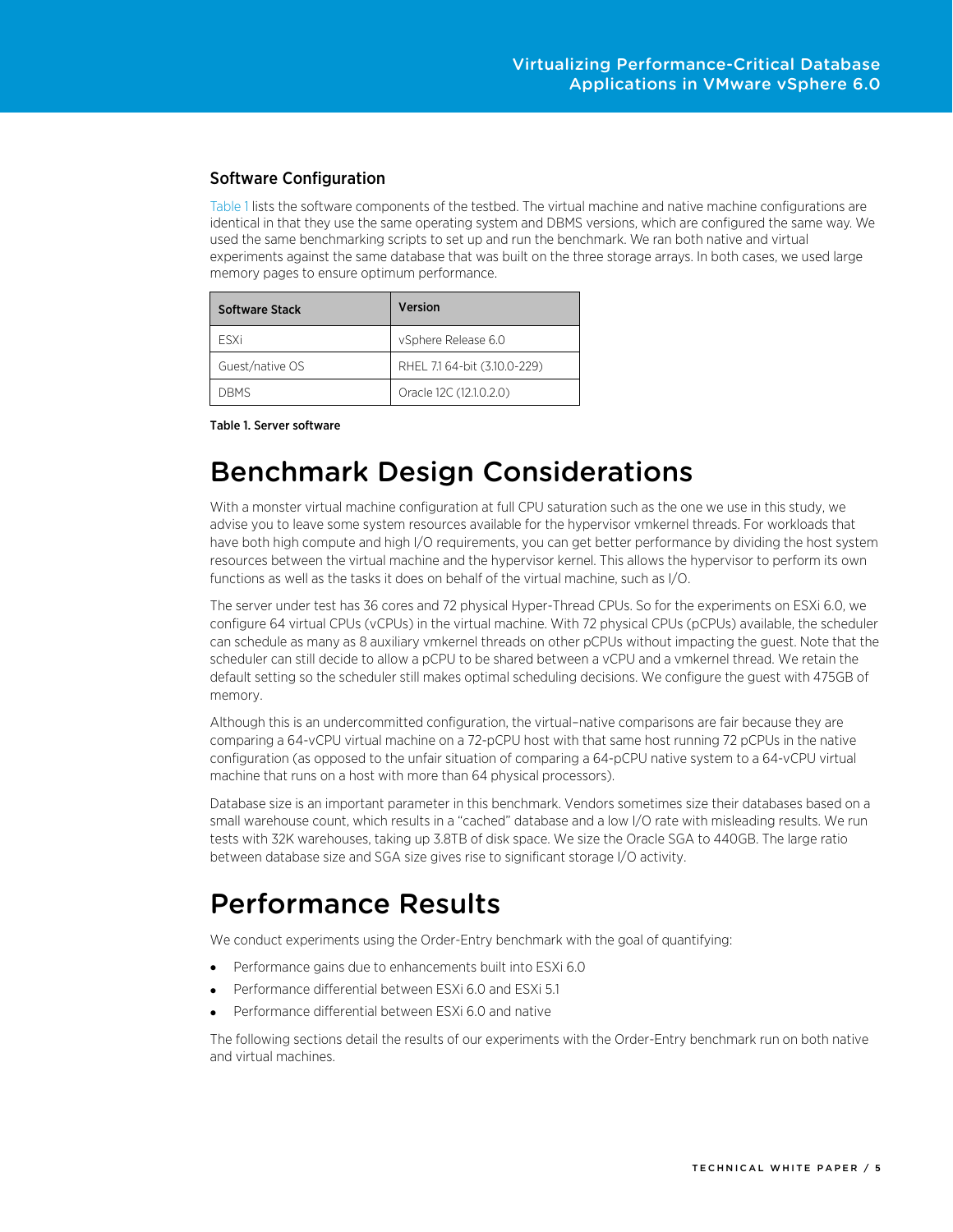### Software Configuration

Table 1 lists the software components of the testbed. The virtual machine and native machine configurations are identical in that they use the same operating system and DBMS versions, which are configured the same way. We used the same benchmarking scripts to set up and run the benchmark. We ran both native and virtual experiments against the same database that was built on the three storage arrays. In both cases, we used large memory pages to ensure optimum performance.

| Software Stack | Version |
|---|---|
| ESXi | vSphere Release 6.0 |
| Guest/native OS | RHEL 7.1 64-bit (3.10.0-229) |
| DBMS | Oracle 12C (12.1.0.2.0) |

**Table 1. Server software**

# Benchmark Design Considerations

With a monster virtual machine configuration at full CPU saturation such as the one we use in this study, we advise you to leave some system resources available for the hypervisor vmkernel threads. For workloads that have both high compute and high I/O requirements, you can get better performance by dividing the host system resources between the virtual machine and the hypervisor kernel. This allows the hypervisor to perform its own functions as well as the tasks it does on behalf of the virtual machine, such as I/O.

The server under test has 36 cores and 72 physical Hyper-Thread CPUs. So for the experiments on ESXi 6.0, we configure 64 virtual CPUs (vCPUs) in the virtual machine. With 72 physical CPUs (pCPUs) available, the scheduler can schedule as many as 8 auxiliary vmkernel threads on other pCPUs without impacting the guest. Note that the scheduler can still decide to allow a pCPU to be shared between a vCPU and a vmkernel thread. We retain the default setting so the scheduler still makes optimal scheduling decisions. We configure the guest with 475GB of memory.

Although this is an undercommitted configuration, the virtual–native comparisons are fair because they are comparing a 64-vCPU virtual machine on a 72-pCPU host with that same host running 72 pCPUs in the native configuration (as opposed to the unfair situation of comparing a 64-pCPU native system to a 64-vCPU virtual machine that runs on a host with more than 64 physical processors).

Database size is an important parameter in this benchmark. Vendors sometimes size their databases based on a small warehouse count, which results in a "cached" database and a low I/O rate with misleading results. We run tests with 32K warehouses, taking up 3.8TB of disk space. We size the Oracle SGA to 440GB. The large ratio between database size and SGA size gives rise to significant storage I/O activity.

# Performance Results

We conduct experiments using the Order-Entry benchmark with the goal of quantifying:

- Performance gains due to enhancements built into ESXi 6.0
- Performance differential between ESXi 6.0 and ESXi 5.1
- Performance differential between ESXi 6.0 and native

The following sections detail the results of our experiments with the Order-Entry benchmark run on both native and virtual machines.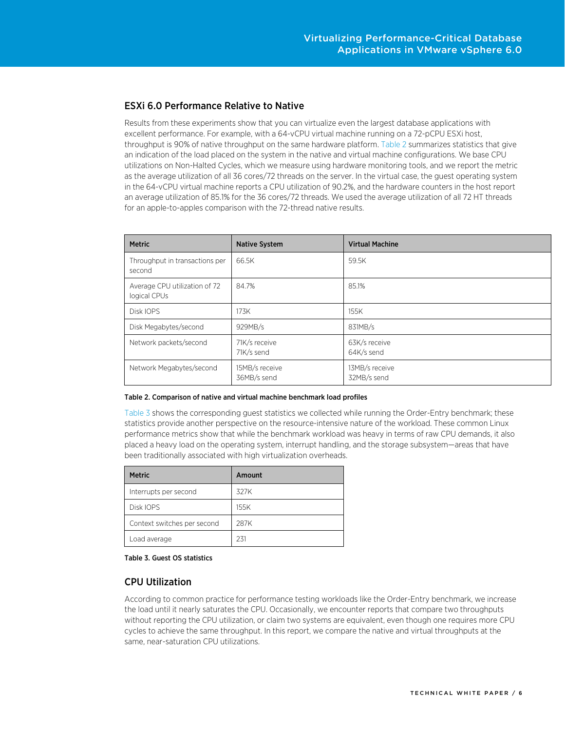## ESXi 6.0 Performance Relative to Native

Results from these experiments show that you can virtualize even the largest database applications with excellent performance. For example, with a 64-vCPU virtual machine running on a 72-pCPU ESXi host, throughput is 90% of native throughput on the same hardware platform. Table 2 summarizes statistics that give an indication of the load placed on the system in the native and virtual machine configurations. We base CPU utilizations on Non-Halted Cycles, which we measure using hardware monitoring tools, and we report the metric as the average utilization of all 36 cores/72 threads on the server. In the virtual case, the guest operating system in the 64-vCPU virtual machine reports a CPU utilization of 90.2%, and the hardware counters in the host report an average utilization of 85.1% for the 36 cores/72 threads. We used the average utilization of all 72 HT threads for an apple-to-apples comparison with the 72-thread native results.

| Metric | Native System | Virtual Machine |
|---|---|---|
| Throughput in transactions per second | 66.5K | 59.5K |
| Average CPU utilization of 72 logical CPUs | 84.7% | 85.1% |
| Disk IOPS | 173K | 155K |
| Disk Megabytes/second | 929MB/s | 831MB/s |
| Network packets/second | 71K/s receive<br>71K/s send | 63K/s receive<br>64K/s send |
| Network Megabytes/second | 15MB/s receive<br>36MB/s send | 13MB/s receive<br>32MB/s send |

**Table 2. Comparison of native and virtual machine benchmark load profiles**

Table 3 shows the corresponding guest statistics we collected while running the Order-Entry benchmark; these statistics provide another perspective on the resource-intensive nature of the workload. These common Linux performance metrics show that while the benchmark workload was heavy in terms of raw CPU demands, it also placed a heavy load on the operating system, interrupt handling, and the storage subsystem—areas that have been traditionally associated with high virtualization overheads.

| Metric | Amount |
|---|---|
| Interrupts per second | 327K |
| Disk IOPS | 155K |
| Context switches per second | 287K |
| Load average | 231 |

**Table 3. Guest OS statistics**

## CPU Utilization

According to common practice for performance testing workloads like the Order-Entry benchmark, we increase the load until it nearly saturates the CPU. Occasionally, we encounter reports that compare two throughputs without reporting the CPU utilization, or claim two systems are equivalent, even though one requires more CPU cycles to achieve the same throughput. In this report, we compare the native and virtual throughputs at the same, near-saturation CPU utilizations.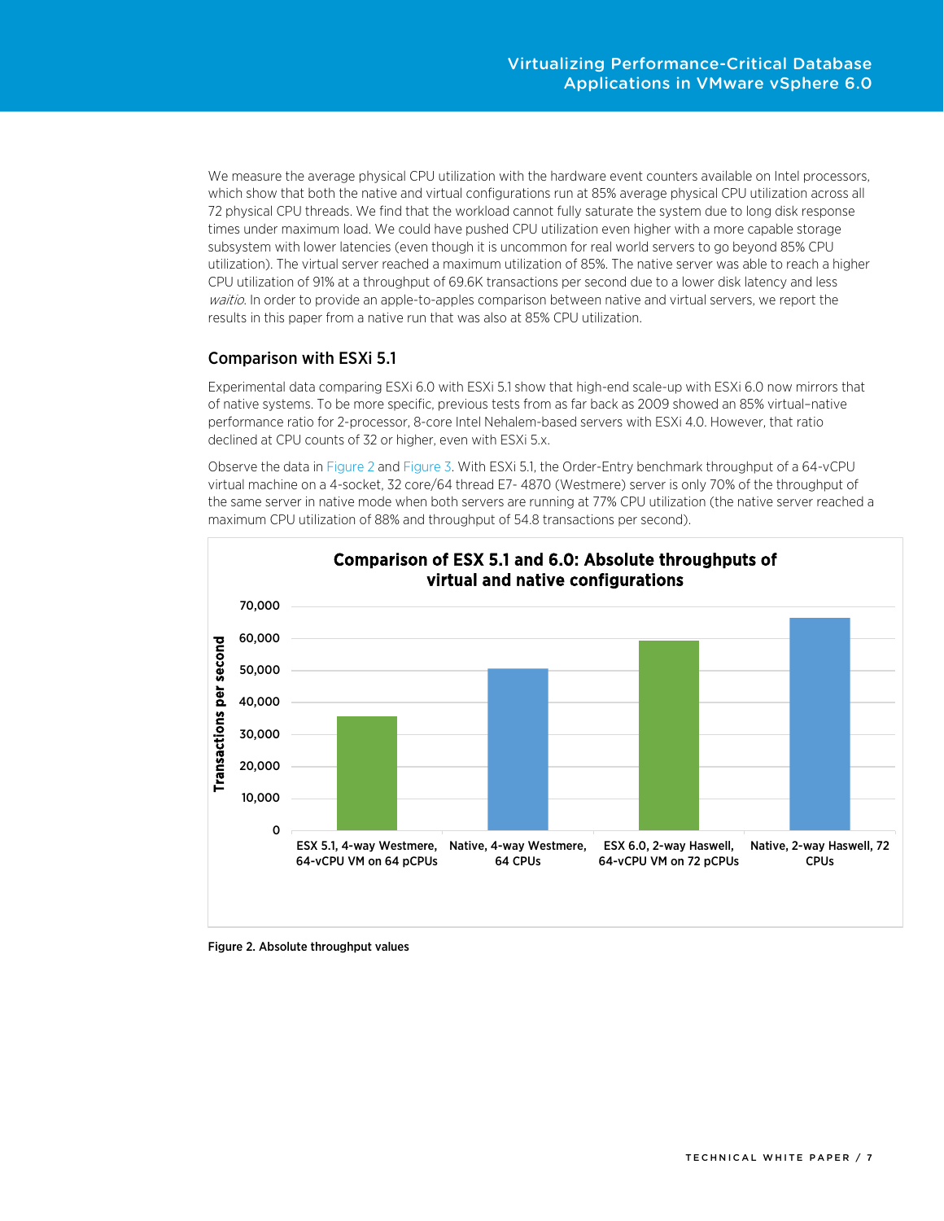We measure the average physical CPU utilization with the hardware event counters available on Intel processors, which show that both the native and virtual configurations run at 85% average physical CPU utilization across all 72 physical CPU threads. We find that the workload cannot fully saturate the system due to long disk response times under maximum load. We could have pushed CPU utilization even higher with a more capable storage subsystem with lower latencies (even though it is uncommon for real world servers to go beyond 85% CPU utilization). The virtual server reached a maximum utilization of 85%. The native server was able to reach a higher CPU utilization of 91% at a throughput of 69.6K transactions per second due to a lower disk latency and less *waitio*. In order to provide an apple-to-apples comparison between native and virtual servers, we report the results in this paper from a native run that was also at 85% CPU utilization.

## Comparison with ESXi 5.1

Experimental data comparing ESXi 6.0 with ESXi 5.1 show that high-end scale-up with ESXi 6.0 now mirrors that of native systems. To be more specific, previous tests from as far back as 2009 showed an 85% virtual–native performance ratio for 2-processor, 8-core Intel Nehalem-based servers with ESXi 4.0. However, that ratio declined at CPU counts of 32 or higher, even with ESXi 5.x.

Observe the data in Figure 2 and Figure 3. With ESXi 5.1, the Order-Entry benchmark throughput of a 64-vCPU virtual machine on a 4-socket, 32 core/64 thread E7- 4870 (Westmere) server is only 70% of the throughput of the same server in native mode when both servers are running at 77% CPU utilization (the native server reached a maximum CPU utilization of 88% and throughput of 54.8 transactions per second).

**Comparison of ESX 5.1 and 6.0: Absolute throughputs of virtual and native configurations**

| Configuration | Transactions per second (approx.) |
|---|---|
| ESX 5.1, 4-way Westmere, 64-vCPU VM on 64 pCPUs | ~35,500 |
| Native, 4-way Westmere, 64 CPUs | ~50,500 |
| ESX 6.0, 2-way Haswell, 64-vCPU VM on 72 pCPUs | ~59,500 |
| Native, 2-way Haswell, 72 CPUs | ~66,500 |

Figure 2. Absolute throughput values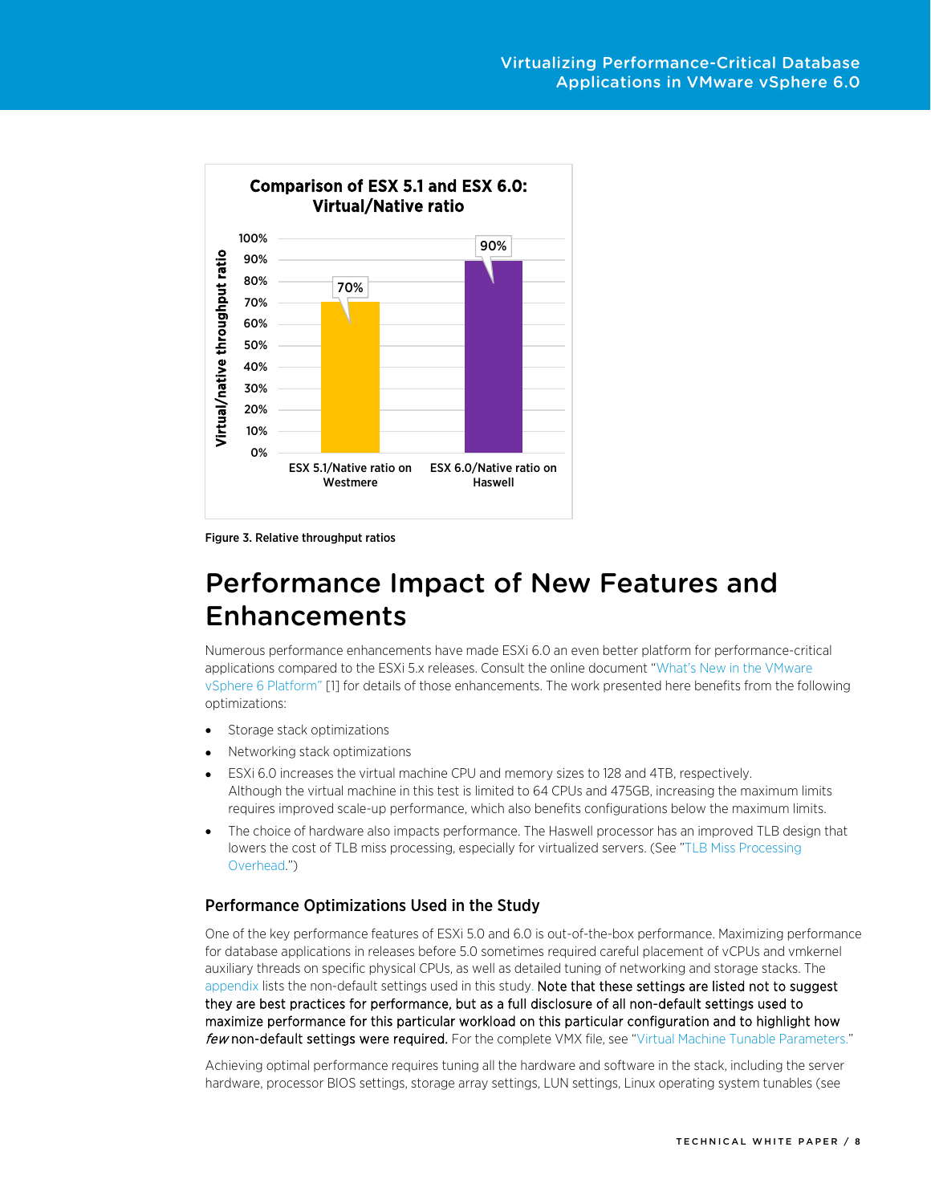Figure 3. Relative throughput ratios

# Performance Impact of New Features and Enhancements

Numerous performance enhancements have made ESXi 6.0 an even better platform for performance-critical applications compared to the ESXi 5.x releases. Consult the online document "What's New in the VMware vSphere 6 Platform" [1] for details of those enhancements. The work presented here benefits from the following optimizations:

- Storage stack optimizations
- Networking stack optimizations
- ESXi 6.0 increases the virtual machine CPU and memory sizes to 128 and 4TB, respectively. Although the virtual machine in this test is limited to 64 CPUs and 475GB, increasing the maximum limits requires improved scale-up performance, which also benefits configurations below the maximum limits.
- The choice of hardware also impacts performance. The Haswell processor has an improved TLB design that lowers the cost of TLB miss processing, especially for virtualized servers. (See "TLB Miss Processing Overhead.")

## Performance Optimizations Used in the Study

One of the key performance features of ESXi 5.0 and 6.0 is out-of-the-box performance. Maximizing performance for database applications in releases before 5.0 sometimes required careful placement of vCPUs and vmkernel auxiliary threads on specific physical CPUs, as well as detailed tuning of networking and storage stacks. The appendix lists the non-default settings used in this study. **Note that these settings are listed not to suggest they are best practices for performance, but as a full disclosure of all non-default settings used to maximize performance for this particular workload on this particular configuration and to highlight how *few* non-default settings were required.** For the complete VMX file, see "Virtual Machine Tunable Parameters."

Achieving optimal performance requires tuning all the hardware and software in the stack, including the server hardware, processor BIOS settings, storage array settings, LUN settings, Linux operating system tunables (see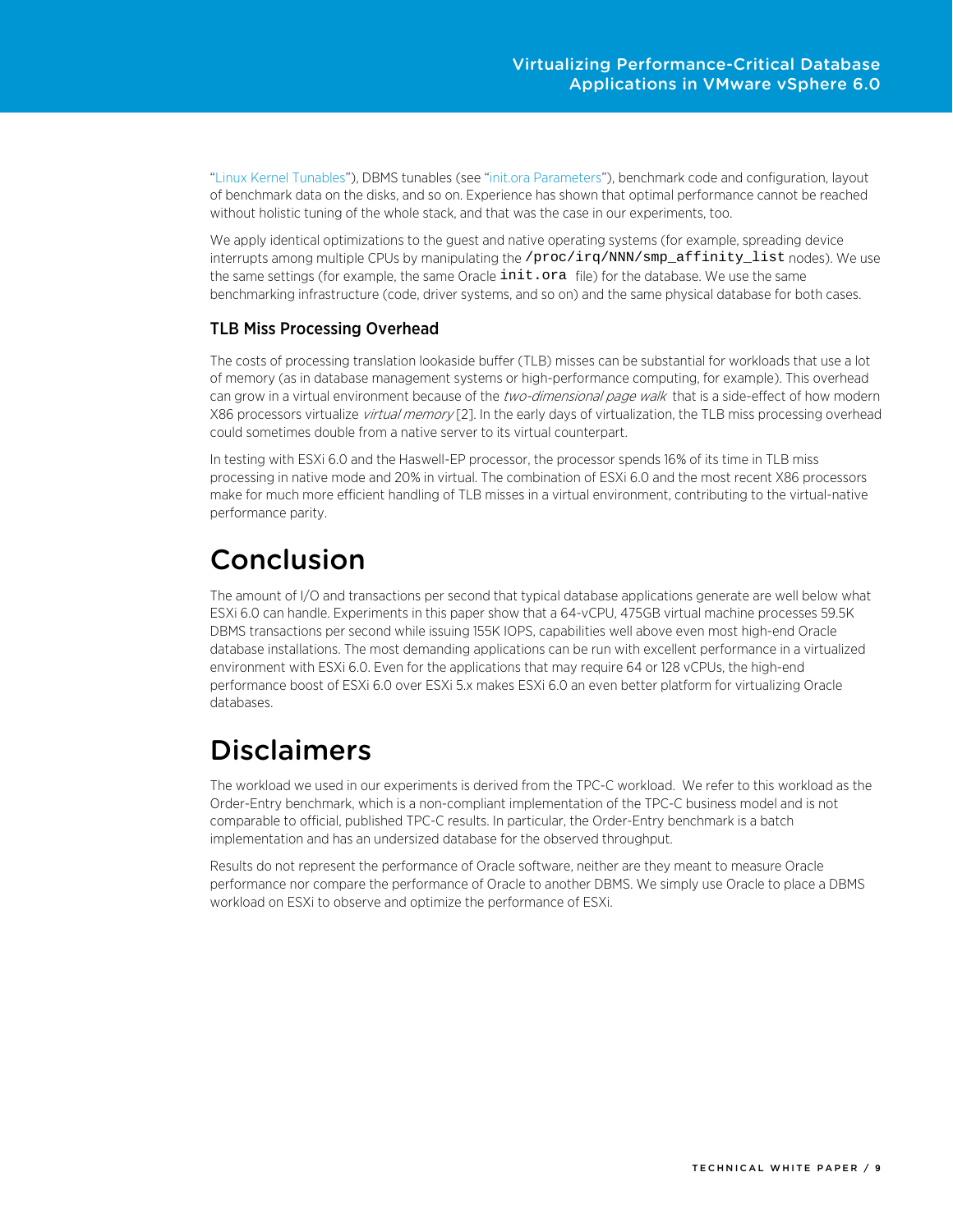"Linux Kernel Tunables"), DBMS tunables (see "init.ora Parameters"), benchmark code and configuration, layout of benchmark data on the disks, and so on. Experience has shown that optimal performance cannot be reached without holistic tuning of the whole stack, and that was the case in our experiments, too.

We apply identical optimizations to the guest and native operating systems (for example, spreading device interrupts among multiple CPUs by manipulating the `/proc/irq/NNN/smp_affinity_list` nodes). We use the same settings (for example, the same Oracle `init.ora` file) for the database. We use the same benchmarking infrastructure (code, driver systems, and so on) and the same physical database for both cases.

### TLB Miss Processing Overhead

The costs of processing translation lookaside buffer (TLB) misses can be substantial for workloads that use a lot of memory (as in database management systems or high-performance computing, for example). This overhead can grow in a virtual environment because of the *two-dimensional page walk* that is a side-effect of how modern X86 processors virtualize *virtual memory* [2]. In the early days of virtualization, the TLB miss processing overhead could sometimes double from a native server to its virtual counterpart.

In testing with ESXi 6.0 and the Haswell-EP processor, the processor spends 16% of its time in TLB miss processing in native mode and 20% in virtual. The combination of ESXi 6.0 and the most recent X86 processors make for much more efficient handling of TLB misses in a virtual environment, contributing to the virtual-native performance parity.

# Conclusion

The amount of I/O and transactions per second that typical database applications generate are well below what ESXi 6.0 can handle. Experiments in this paper show that a 64-vCPU, 475GB virtual machine processes 59.5K DBMS transactions per second while issuing 155K IOPS, capabilities well above even most high-end Oracle database installations. The most demanding applications can be run with excellent performance in a virtualized environment with ESXi 6.0. Even for the applications that may require 64 or 128 vCPUs, the high-end performance boost of ESXi 6.0 over ESXi 5.x makes ESXi 6.0 an even better platform for virtualizing Oracle databases.

# Disclaimers

The workload we used in our experiments is derived from the TPC-C workload. We refer to this workload as the Order-Entry benchmark, which is a non-compliant implementation of the TPC-C business model and is not comparable to official, published TPC-C results. In particular, the Order-Entry benchmark is a batch implementation and has an undersized database for the observed throughput.

Results do not represent the performance of Oracle software, neither are they meant to measure Oracle performance nor compare the performance of Oracle to another DBMS. We simply use Oracle to place a DBMS workload on ESXi to observe and optimize the performance of ESXi.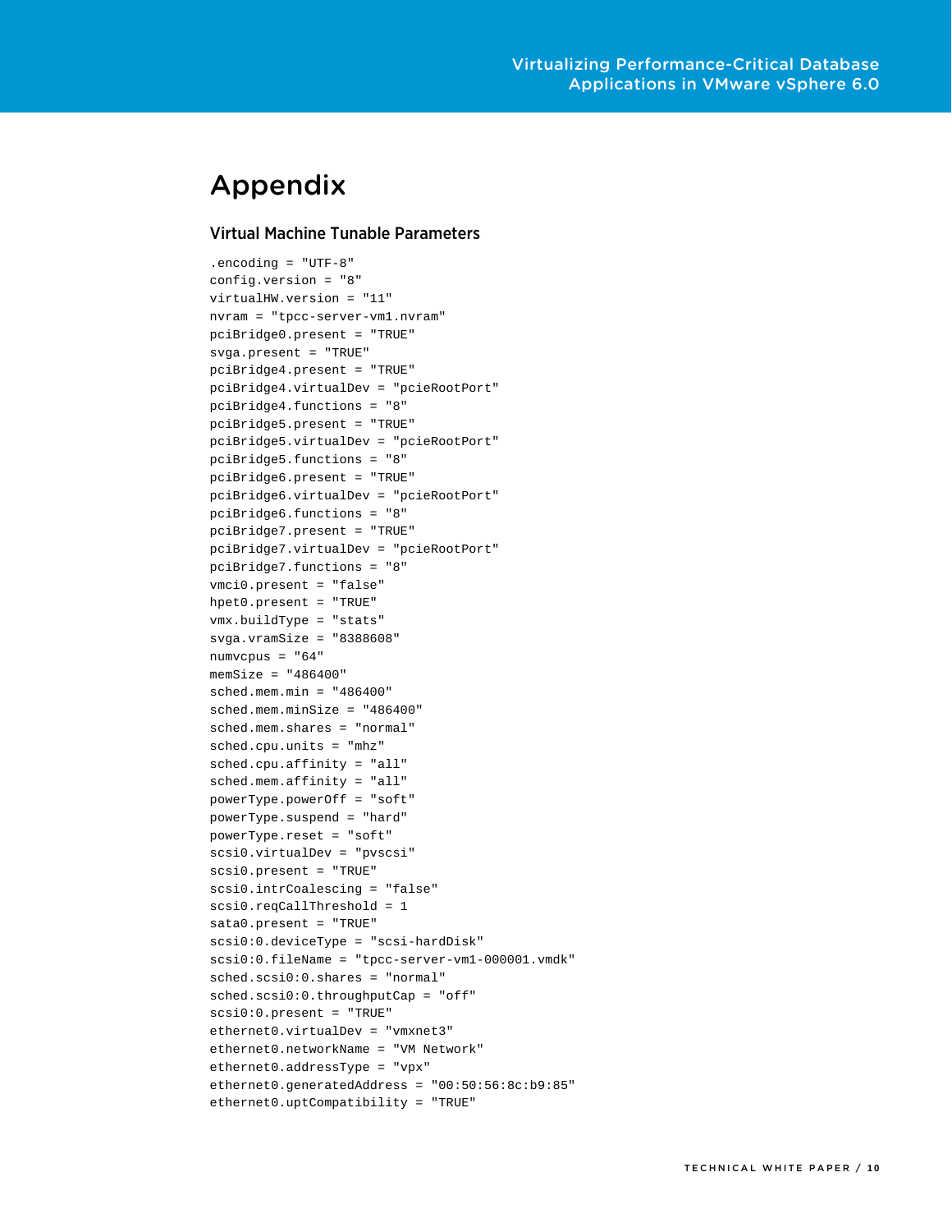# Appendix

## Virtual Machine Tunable Parameters

```
.encoding = "UTF-8"
config.version = "8"
virtualHW.version = "11"
nvram = "tpcc-server-vm1.nvram"
pciBridge0.present = "TRUE"
svga.present = "TRUE"
pciBridge4.present = "TRUE"
pciBridge4.virtualDev = "pcieRootPort"
pciBridge4.functions = "8"
pciBridge5.present = "TRUE"
pciBridge5.virtualDev = "pcieRootPort"
pciBridge5.functions = "8"
pciBridge6.present = "TRUE"
pciBridge6.virtualDev = "pcieRootPort"
pciBridge6.functions = "8"
pciBridge7.present = "TRUE"
pciBridge7.virtualDev = "pcieRootPort"
pciBridge7.functions = "8"
vmci0.present = "false"
hpet0.present = "TRUE"
vmx.buildType = "stats"
svga.vramSize = "8388608"
numvcpus = "64"
memSize = "486400"
sched.mem.min = "486400"
sched.mem.minSize = "486400"
sched.mem.shares = "normal"
sched.cpu.units = "mhz"
sched.cpu.affinity = "all"
sched.mem.affinity = "all"
powerType.powerOff = "soft"
powerType.suspend = "hard"
powerType.reset = "soft"
scsi0.virtualDev = "pvscsi"
scsi0.present = "TRUE"
scsi0.intrCoalescing = "false"
scsi0.reqCallThreshold = 1
sata0.present = "TRUE"
scsi0:0.deviceType = "scsi-hardDisk"
scsi0:0.fileName = "tpcc-server-vm1-000001.vmdk"
sched.scsi0:0.shares = "normal"
sched.scsi0:0.throughputCap = "off"
scsi0:0.present = "TRUE"
ethernet0.virtualDev = "vmxnet3"
ethernet0.networkName = "VM Network"
ethernet0.addressType = "vpx"
ethernet0.generatedAddress = "00:50:56:8c:b9:85"
ethernet0.uptCompatibility = "TRUE"
```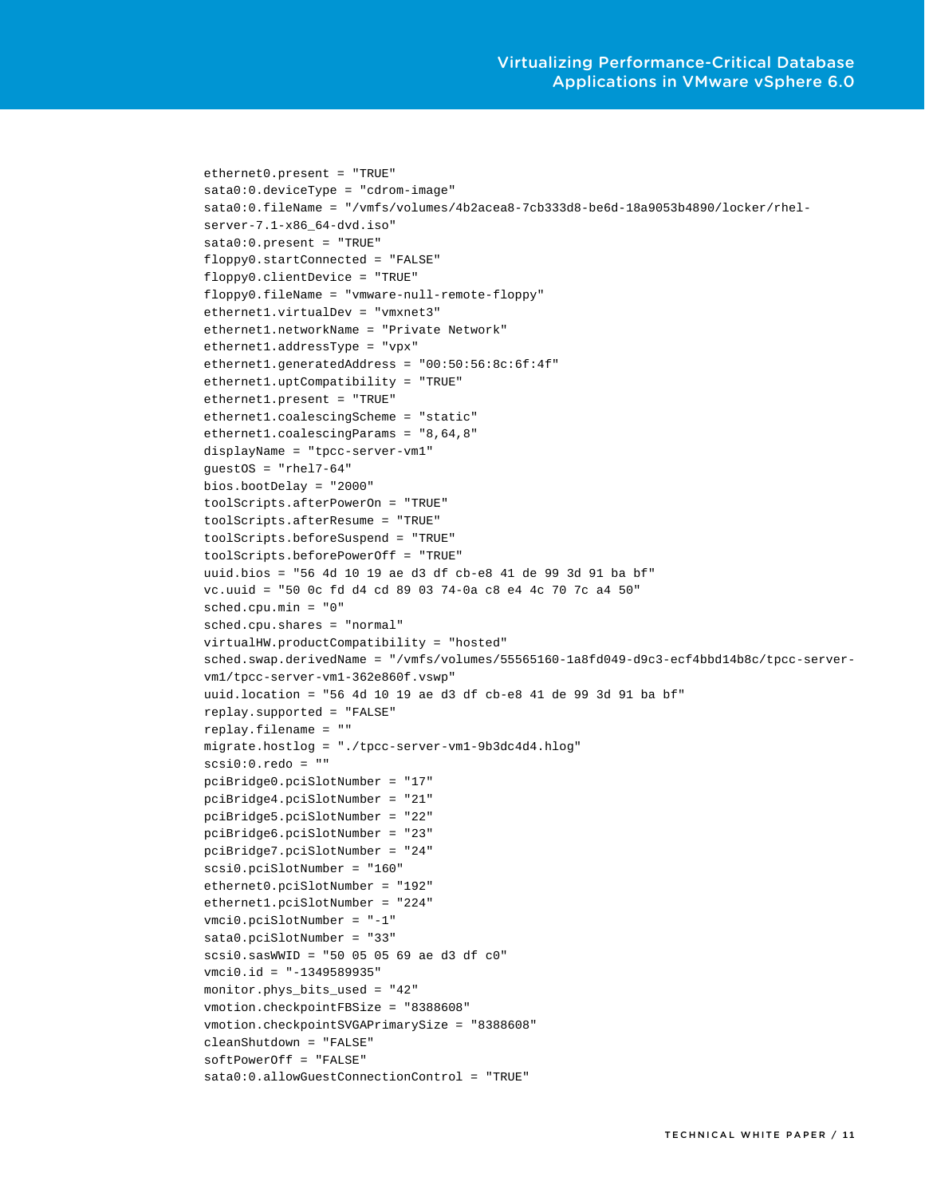```
ethernet0.present = "TRUE"
sata0:0.deviceType = "cdrom-image"
sata0:0.fileName = "/vmfs/volumes/4b2acea8-7cb333d8-be6d-18a9053b4890/locker/rhel-
server-7.1-x86_64-dvd.iso"
sata0:0.present = "TRUE"
floppy0.startConnected = "FALSE"
floppy0.clientDevice = "TRUE"
floppy0.fileName = "vmware-null-remote-floppy"
ethernet1.virtualDev = "vmxnet3"
ethernet1.networkName = "Private Network"
ethernet1.addressType = "vpx"
ethernet1.generatedAddress = "00:50:56:8c:6f:4f"
ethernet1.uptCompatibility = "TRUE"
ethernet1.present = "TRUE"
ethernet1.coalescingScheme = "static"
ethernet1.coalescingParams = "8,64,8"
displayName = "tpcc-server-vm1"
guestOS = "rhel7-64"
bios.bootDelay = "2000"
toolScripts.afterPowerOn = "TRUE"
toolScripts.afterResume = "TRUE"
toolScripts.beforeSuspend = "TRUE"
toolScripts.beforePowerOff = "TRUE"
uuid.bios = "56 4d 10 19 ae d3 df cb-e8 41 de 99 3d 91 ba bf"
vc.uuid = "50 0c fd d4 cd 89 03 74-0a c8 e4 4c 70 7c a4 50"
sched.cpu.min = "0"
sched.cpu.shares = "normal"
virtualHW.productCompatibility = "hosted"
sched.swap.derivedName = "/vmfs/volumes/55565160-1a8fd049-d9c3-ecf4bbd14b8c/tpcc-server-
vm1/tpcc-server-vm1-362e860f.vswp"
uuid.location = "56 4d 10 19 ae d3 df cb-e8 41 de 99 3d 91 ba bf"
replay.supported = "FALSE"
replay.filename = ""
migrate.hostlog = "./tpcc-server-vm1-9b3dc4d4.hlog"
scsi0:0.redo = ""
pciBridge0.pciSlotNumber = "17"
pciBridge4.pciSlotNumber = "21"
pciBridge5.pciSlotNumber = "22"
pciBridge6.pciSlotNumber = "23"
pciBridge7.pciSlotNumber = "24"
scsi0.pciSlotNumber = "160"
ethernet0.pciSlotNumber = "192"
ethernet1.pciSlotNumber = "224"
vmci0.pciSlotNumber = "-1"
sata0.pciSlotNumber = "33"
scsi0.sasWWID = "50 05 05 69 ae d3 df c0"
vmci0.id = "-1349589935"
monitor.phys_bits_used = "42"
vmotion.checkpointFBSize = "8388608"
vmotion.checkpointSVGAPrimarySize = "8388608"
cleanShutdown = "FALSE"
softPowerOff = "FALSE"
sata0:0.allowGuestConnectionControl = "TRUE"
```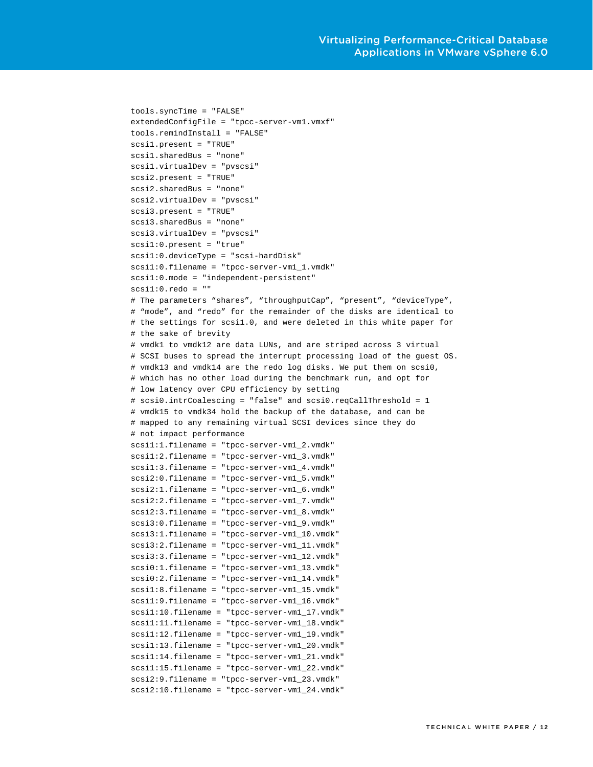```
tools.syncTime = "FALSE"
extendedConfigFile = "tpcc-server-vm1.vmxf"
tools.remindInstall = "FALSE"
scsi1.present = "TRUE"
scsi1.sharedBus = "none"
scsi1.virtualDev = "pvscsi"
scsi2.present = "TRUE"
scsi2.sharedBus = "none"
scsi2.virtualDev = "pvscsi"
scsi3.present = "TRUE"
scsi3.sharedBus = "none"
scsi3.virtualDev = "pvscsi"
scsi1:0.present = "true"
scsi1:0.deviceType = "scsi-hardDisk"
scsi1:0.filename = "tpcc-server-vm1_1.vmdk"
scsi1:0.mode = "independent-persistent"
scsi1:0.redo = ""
# The parameters “shares”, “throughputCap”, “present”, “deviceType”,
# “mode”, and “redo” for the remainder of the disks are identical to
# the settings for scsi1.0, and were deleted in this white paper for
# the sake of brevity
# vmdk1 to vmdk12 are data LUNs, and are striped across 3 virtual
# SCSI buses to spread the interrupt processing load of the guest OS.
# vmdk13 and vmdk14 are the redo log disks. We put them on scsi0,
# which has no other load during the benchmark run, and opt for
# low latency over CPU efficiency by setting
# scsi0.intrCoalescing = "false" and scsi0.reqCallThreshold = 1
# vmdk15 to vmdk34 hold the backup of the database, and can be
# mapped to any remaining virtual SCSI devices since they do
# not impact performance
scsi1:1.filename = "tpcc-server-vm1_2.vmdk"
scsi1:2.filename = "tpcc-server-vm1_3.vmdk"
scsi1:3.filename = "tpcc-server-vm1_4.vmdk"
scsi2:0.filename = "tpcc-server-vm1_5.vmdk"
scsi2:1.filename = "tpcc-server-vm1_6.vmdk"
scsi2:2.filename = "tpcc-server-vm1_7.vmdk"
scsi2:3.filename = "tpcc-server-vm1_8.vmdk"
scsi3:0.filename = "tpcc-server-vm1_9.vmdk"
scsi3:1.filename = "tpcc-server-vm1_10.vmdk"
scsi3:2.filename = "tpcc-server-vm1_11.vmdk"
scsi3:3.filename = "tpcc-server-vm1_12.vmdk"
scsi0:1.filename = "tpcc-server-vm1_13.vmdk"
scsi0:2.filename = "tpcc-server-vm1_14.vmdk"
scsi1:8.filename = "tpcc-server-vm1_15.vmdk"
scsi1:9.filename = "tpcc-server-vm1_16.vmdk"
scsi1:10.filename = "tpcc-server-vm1_17.vmdk"
scsi1:11.filename = "tpcc-server-vm1_18.vmdk"
scsi1:12.filename = "tpcc-server-vm1_19.vmdk"
scsi1:13.filename = "tpcc-server-vm1_20.vmdk"
scsi1:14.filename = "tpcc-server-vm1_21.vmdk"
scsi1:15.filename = "tpcc-server-vm1_22.vmdk"
scsi2:9.filename = "tpcc-server-vm1_23.vmdk"
scsi2:10.filename = "tpcc-server-vm1_24.vmdk"
```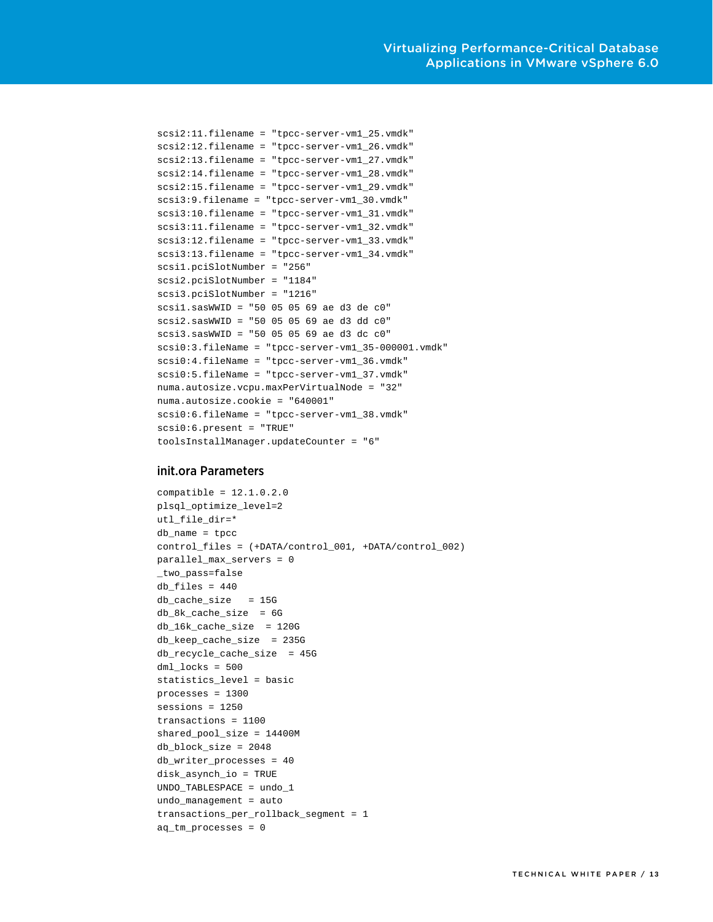```
scsi2:11.filename = "tpcc-server-vm1_25.vmdk"
scsi2:12.filename = "tpcc-server-vm1_26.vmdk"
scsi2:13.filename = "tpcc-server-vm1_27.vmdk"
scsi2:14.filename = "tpcc-server-vm1_28.vmdk"
scsi2:15.filename = "tpcc-server-vm1_29.vmdk"
scsi3:9.filename = "tpcc-server-vm1_30.vmdk"
scsi3:10.filename = "tpcc-server-vm1_31.vmdk"
scsi3:11.filename = "tpcc-server-vm1_32.vmdk"
scsi3:12.filename = "tpcc-server-vm1_33.vmdk"
scsi3:13.filename = "tpcc-server-vm1_34.vmdk"
scsi1.pciSlotNumber = "256"
scsi2.pciSlotNumber = "1184"
scsi3.pciSlotNumber = "1216"
scsi1.sasWWID = "50 05 05 69 ae d3 de c0"
scsi2.sasWWID = "50 05 05 69 ae d3 dd c0"
scsi3.sasWWID = "50 05 05 69 ae d3 dc c0"
scsi0:3.fileName = "tpcc-server-vm1_35-000001.vmdk"
scsi0:4.fileName = "tpcc-server-vm1_36.vmdk"
scsi0:5.fileName = "tpcc-server-vm1_37.vmdk"
numa.autosize.vcpu.maxPerVirtualNode = "32"
numa.autosize.cookie = "640001"
scsi0:6.fileName = "tpcc-server-vm1_38.vmdk"
scsi0:6.present = "TRUE"
toolsInstallManager.updateCounter = "6"
```

### init.ora Parameters

```
compatible = 12.1.0.2.0
plsql_optimize_level=2
utl_file_dir=*
db_name = tpcc
control_files = (+DATA/control_001, +DATA/control_002)
parallel_max_servers = 0
_two_pass=false
db_files = 440
db_cache_size   = 15G
db_8k_cache_size  = 6G
db_16k_cache_size  = 120G
db_keep_cache_size  = 235G
db_recycle_cache_size  = 45G
dml_locks = 500
statistics_level = basic
processes = 1300
sessions = 1250
transactions = 1100
shared_pool_size = 14400M
db_block_size = 2048
db_writer_processes = 40
disk_asynch_io = TRUE
UNDO_TABLESPACE = undo_1
undo_management = auto
transactions_per_rollback_segment = 1
aq_tm_processes = 0
```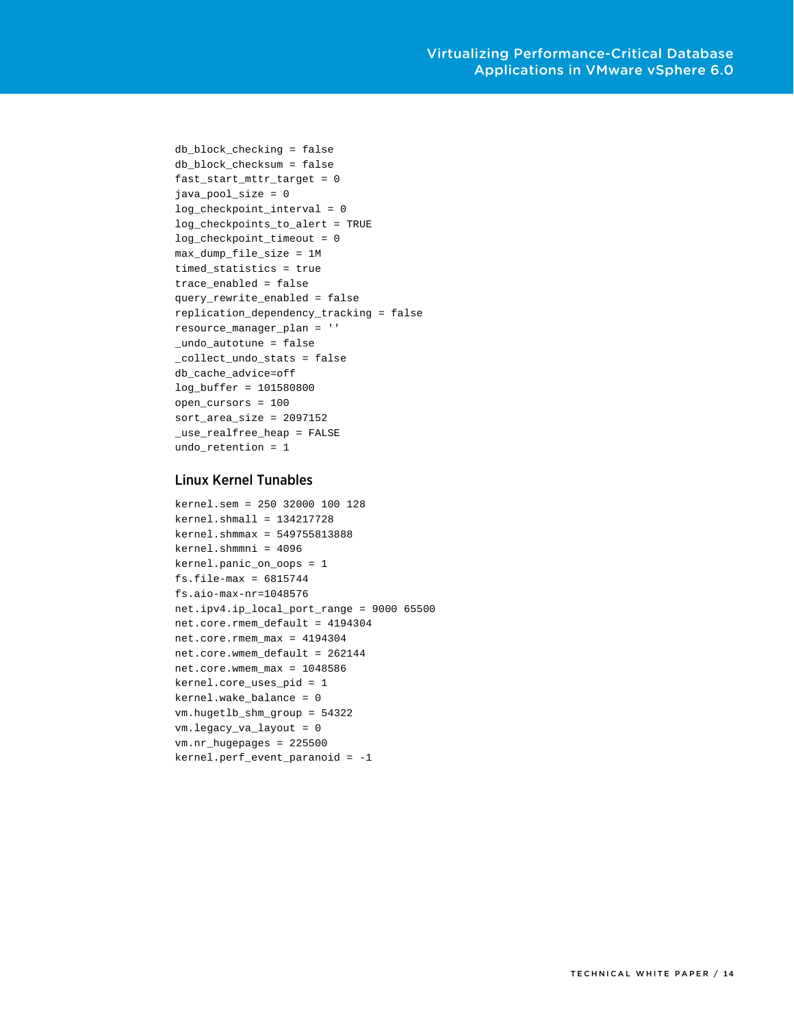```
db_block_checking = false
db_block_checksum = false
fast_start_mttr_target = 0
java_pool_size = 0
log_checkpoint_interval = 0
log_checkpoints_to_alert = TRUE
log_checkpoint_timeout = 0
max_dump_file_size = 1M
timed_statistics = true
trace_enabled = false
query_rewrite_enabled = false
replication_dependency_tracking = false
resource_manager_plan = ''
_undo_autotune = false
_collect_undo_stats = false
db_cache_advice=off
log_buffer = 101580800
open_cursors = 100
sort_area_size = 2097152
_use_realfree_heap = FALSE
undo_retention = 1
```

### Linux Kernel Tunables

```
kernel.sem = 250 32000 100 128
kernel.shmall = 134217728
kernel.shmmax = 549755813888
kernel.shmmni = 4096
kernel.panic_on_oops = 1
fs.file-max = 6815744
fs.aio-max-nr=1048576
net.ipv4.ip_local_port_range = 9000 65500
net.core.rmem_default = 4194304
net.core.rmem_max = 4194304
net.core.wmem_default = 262144
net.core.wmem_max = 1048586
kernel.core_uses_pid = 1
kernel.wake_balance = 0
vm.hugetlb_shm_group = 54322
vm.legacy_va_layout = 0
vm.nr_hugepages = 225500
kernel.perf_event_paranoid = -1
```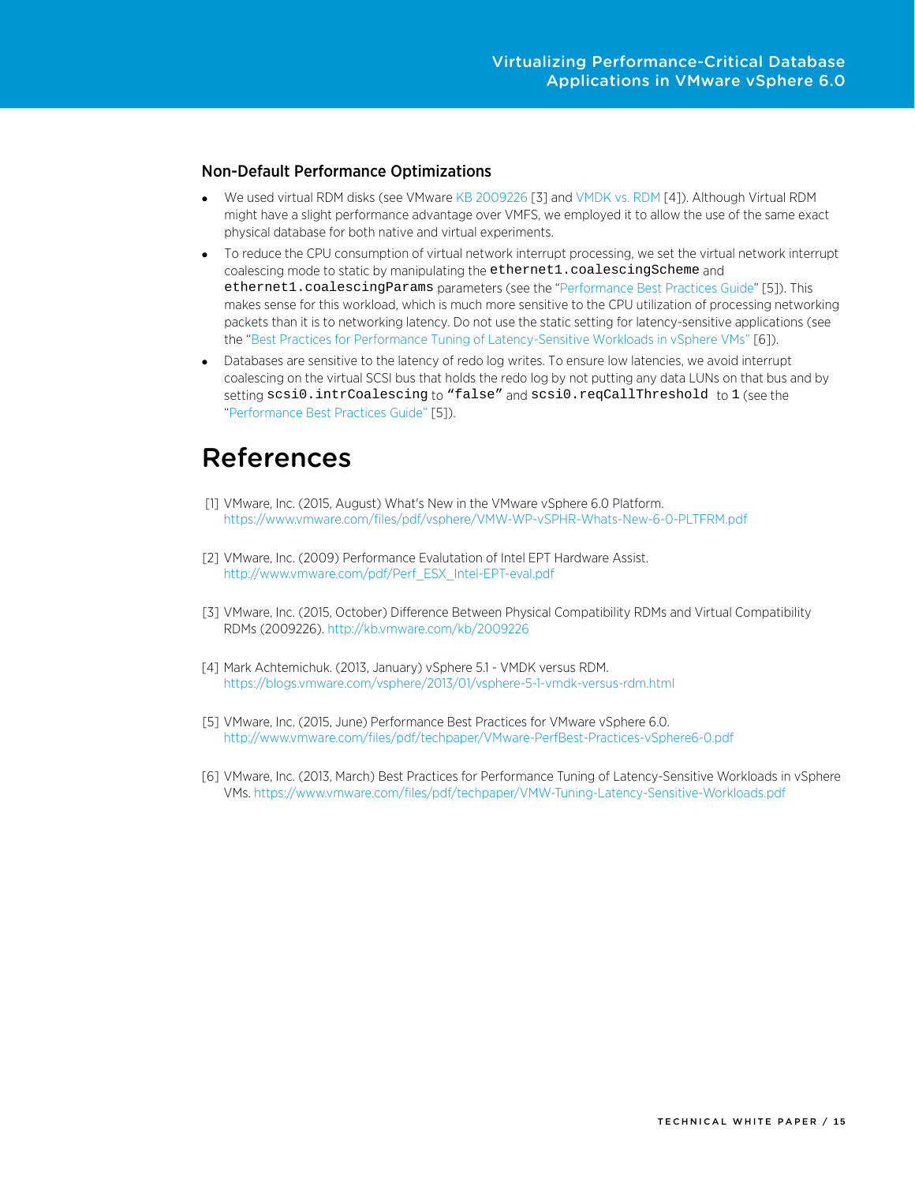### Non-Default Performance Optimizations

- We used virtual RDM disks (see VMware KB 2009226 [3] and VMDK vs. RDM [4]). Although Virtual RDM might have a slight performance advantage over VMFS, we employed it to allow the use of the same exact physical database for both native and virtual experiments.
- To reduce the CPU consumption of virtual network interrupt processing, we set the virtual network interrupt coalescing mode to static by manipulating the `ethernet1.coalescingScheme` and `ethernet1.coalescingParams` parameters (see the "Performance Best Practices Guide" [5]). This makes sense for this workload, which is much more sensitive to the CPU utilization of processing networking packets than it is to networking latency. Do not use the static setting for latency-sensitive applications (see the "Best Practices for Performance Tuning of Latency-Sensitive Workloads in vSphere VMs" [6]).
- Databases are sensitive to the latency of redo log writes. To ensure low latencies, we avoid interrupt coalescing on the virtual SCSI bus that holds the redo log by not putting any data LUNs on that bus and by setting `scsi0.intrCoalescing` to `"false"` and `scsi0.reqCallThreshold` to `1` (see the "Performance Best Practices Guide" [5]).

# References

[1] VMware, Inc. (2015, August) What's New in the VMware vSphere 6.0 Platform. https://www.vmware.com/files/pdf/vsphere/VMW-WP-vSPHR-Whats-New-6-0-PLTFRM.pdf

[2] VMware, Inc. (2009) Performance Evalutation of Intel EPT Hardware Assist. http://www.vmware.com/pdf/Perf_ESX_Intel-EPT-eval.pdf

[3] VMware, Inc. (2015, October) Difference Between Physical Compatibility RDMs and Virtual Compatibility RDMs (2009226). http://kb.vmware.com/kb/2009226

[4] Mark Achtemichuk. (2013, January) vSphere 5.1 - VMDK versus RDM. https://blogs.vmware.com/vsphere/2013/01/vsphere-5-1-vmdk-versus-rdm.html

[5] VMware, Inc. (2015, June) Performance Best Practices for VMware vSphere 6.0. http://www.vmware.com/files/pdf/techpaper/VMware-PerfBest-Practices-vSphere6-0.pdf

[6] VMware, Inc. (2013, March) Best Practices for Performance Tuning of Latency-Sensitive Workloads in vSphere VMs. https://www.vmware.com/files/pdf/techpaper/VMW-Tuning-Latency-Sensitive-Workloads.pdf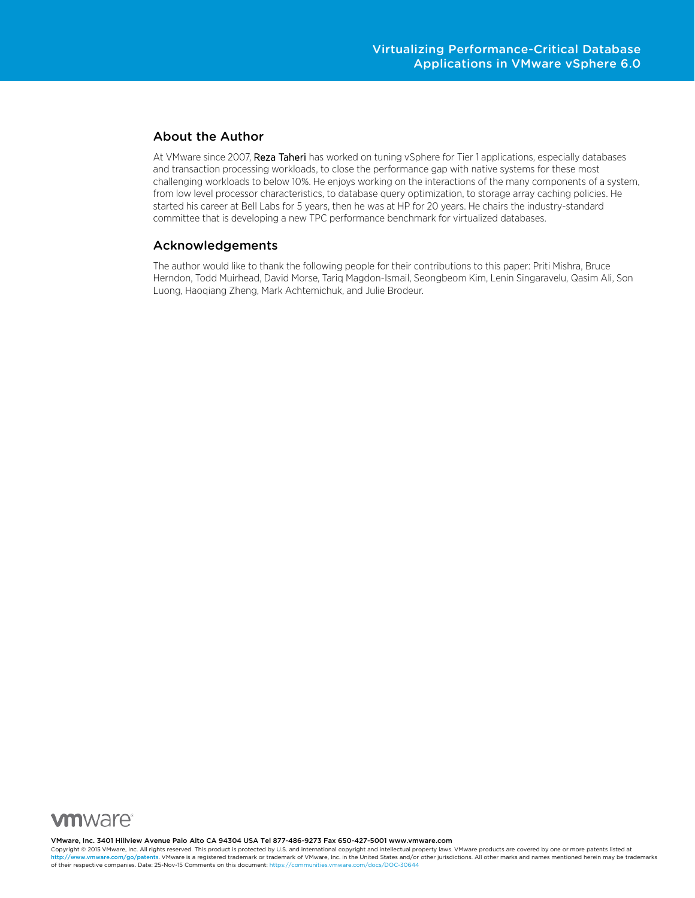## About the Author

At VMware since 2007, Reza Taheri has worked on tuning vSphere for Tier 1 applications, especially databases and transaction processing workloads, to close the performance gap with native systems for these most challenging workloads to below 10%. He enjoys working on the interactions of the many components of a system, from low level processor characteristics, to database query optimization, to storage array caching policies. He started his career at Bell Labs for 5 years, then he was at HP for 20 years. He chairs the industry-standard committee that is developing a new TPC performance benchmark for virtualized databases.

## Acknowledgements

The author would like to thank the following people for their contributions to this paper: Priti Mishra, Bruce Herndon, Todd Muirhead, David Morse, Tariq Magdon-Ismail, Seongbeom Kim, Lenin Singaravelu, Qasim Ali, Son Luong, Haoqiang Zheng, Mark Achtemichuk, and Julie Brodeur.

**VMware, Inc. 3401 Hillview Avenue Palo Alto CA 94304 USA Tel 877-486-9273 Fax 650-427-5001 www.vmware.com**

Copyright © 2015 VMware, Inc. All rights reserved. This product is protected by U.S. and international copyright and intellectual property laws. VMware products are covered by one or more patents listed at http://www.vmware.com/go/patents. VMware is a registered trademark or trademark of VMware, Inc. in the United States and/or other jurisdictions. All other marks and names mentioned herein may be trademarks of their respective companies. Date: 25-Nov-15 Comments on this document: https://communities.vmware.com/docs/DOC-30644